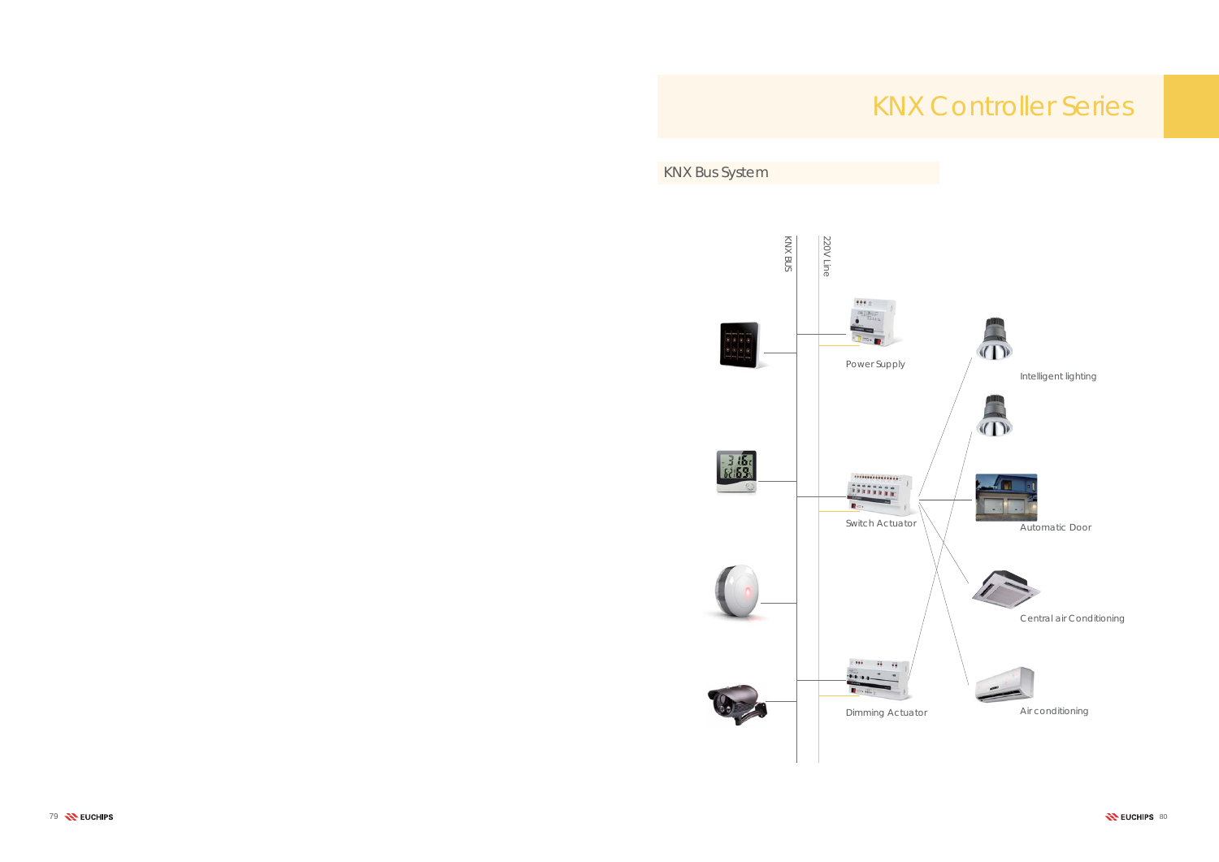# KNX Controller Series

## KNX Bus System

KNX BUS

220V Line

Power Supply

Intelligent lighting

Switch Actuator

Automatic Door

Central air Conditioning

Dimming Actuator

Air conditioning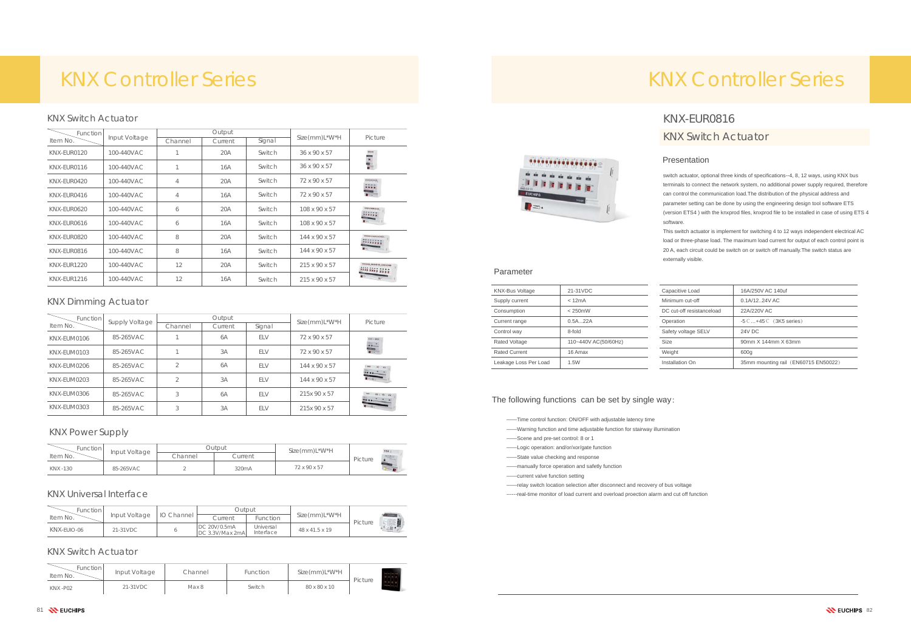# KNX Controller Series

## KNX Switch Actuator

| Function / Item No. | Input Voltage | Output | | | Size(mm)L\*W\*H | Picture |
|---|---|---|---|---|---|---|
| | | Channel | Current | Signal | | |
| KNX-EUR0120 | 100-440VAC | 1 | 20A | Switch | 36 x 90 x 57 | |
| KNX-EUR0116 | 100-440VAC | 1 | 16A | Switch | 36 x 90 x 57 | |
| KNX-EUR0420 | 100-440VAC | 4 | 20A | Switch | 72 x 90 x 57 | |
| KNX-EUR0416 | 100-440VAC | 4 | 16A | Switch | 72 x 90 x 57 | |
| KNX-EUR0620 | 100-440VAC | 6 | 20A | Switch | 108 x 90 x 57 | |
| KNX-EUR0616 | 100-440VAC | 6 | 16A | Switch | 108 x 90 x 57 | |
| KNX-EUR0820 | 100-440VAC | 8 | 20A | Switch | 144 x 90 x 57 | |
| KNX-EUR0816 | 100-440VAC | 8 | 16A | Switch | 144 x 90 x 57 | |
| KNX-EUR1220 | 100-440VAC | 12 | 20A | Switch | 215 x 90 x 57 | |
| KNX-EUR1216 | 100-440VAC | 12 | 16A | Switch | 215 x 90 x 57 | |

## KNX Dimming Actuator

| Function / Item No. | Supply Voltage | Output | | | Size(mm)L\*W\*H | Picture |
|---|---|---|---|---|---|---|
| | | Channel | Current | Signal | | |
| KNX-EUM0106 | 85-265VAC | 1 | 6A | ELV | 72 x 90 x 57 | |
| KNX-EUM0103 | 85-265VAC | 1 | 3A | ELV | 72 x 90 x 57 | |
| KNX-EUM0206 | 85-265VAC | 2 | 6A | ELV | 144 x 90 x 57 | |
| KNX-EUM0203 | 85-265VAC | 2 | 3A | ELV | 144 x 90 x 57 | |
| KNX-EUM0306 | 85-265VAC | 3 | 6A | ELV | 215x 90 x 57 | |
| KNX-EUM0303 | 85-265VAC | 3 | 3A | ELV | 215x 90 x 57 | |

## KNX Power Supply

| Function / Item No. | Input Voltage | Output | | Size(mm)L\*W\*H | Picture |
|---|---|---|---|---|---|
| | | Channel | Current | | |
| KNX-130 | 85-265VAC | 2 | 320mA | 72 x 90 x 57 | |

## KNX Universal Interface

| Function / Item No. | Input Voltage | IO Channel | Output | | Size(mm)L\*W\*H | Picture |
|---|---|---|---|---|---|---|
| | | | Current | Function | | |
| KNX-EUIO-06 | 21-31VDC | 6 | DC 20V/0.5mA DC 3.3V/Max 2mA | Universal interface | 48 x 41.5 x 19 | |

## KNX Switch Actuator

| Function / Item No. | Input Voltage | Channel | Function | Size(mm)L\*W\*H | Picture |
|---|---|---|---|---|---|
| KNX-P02 | 21-31VDC | Max 8 | Switch | 80 x 80 x 10 | |

# KNX Controller Series

## KNX-EUR0816

## KNX Switch Actuator

### Presentation

switch actuator, optional three kinds of specifications--4, 8, 12 ways, using KNX bus terminals to connect the network system, no additional power supply required, therefore can control the communication load.The distribution of the physical address and parameter setting can be done by using the engineering design tool software ETS (version ETS4 ) with the knxprod files, knxprod file to be installed in case of using ETS 4 software.

This switch actuator is implement for switching 4 to 12 ways independent electrical AC load or three-phase load. The maximum load current for output of each control point is 20 A, each circuit could be switch on or switch off manually.The switch status are externally visible.

### Parameter

| | |
|---|---|
| KNX-Bus Voltage | 21-31VDC |
| Supply current | < 12mA |
| Consumption | < 250mW |
| Current range | 0.5A...22A |
| Control way | 8-fold |
| Rated Voltage | 110~440V AC(50/60Hz) |
| Rated Current | 16 Amax |
| Leakage Loss Per Load | 1.5W |

| | |
|---|---|
| Capacitive Load | 16A/250V AC 140uf |
| Minimum cut-off | 0.1A/12..24V AC |
| DC cut-off resistanceload | 22A/220V AC |
| Operation | -5℃....+45℃ （3K5 series） |
| Safety voltage SELV | 24V DC |
| Size | 90mm X 144mm X 63mm |
| Weight | 600g |
| Installation On | 35mm mounting rail（EN60715 EN50022） |

The following functions can be set by single way:

——Time control function: ON/OFF with adjustable latency time

——Warning function and time adjustable function for stairway illumination

——Scene and pre-set control: 8 or 1

——Logic operation: and/or/xor/gate function

——State value checking and response

——manually force operation and safetly function

——current valve function setting

——relay switch location selection after disconnect and recovery of bus voltage

------real-time monitor of load current and overload proection alarm and cut off function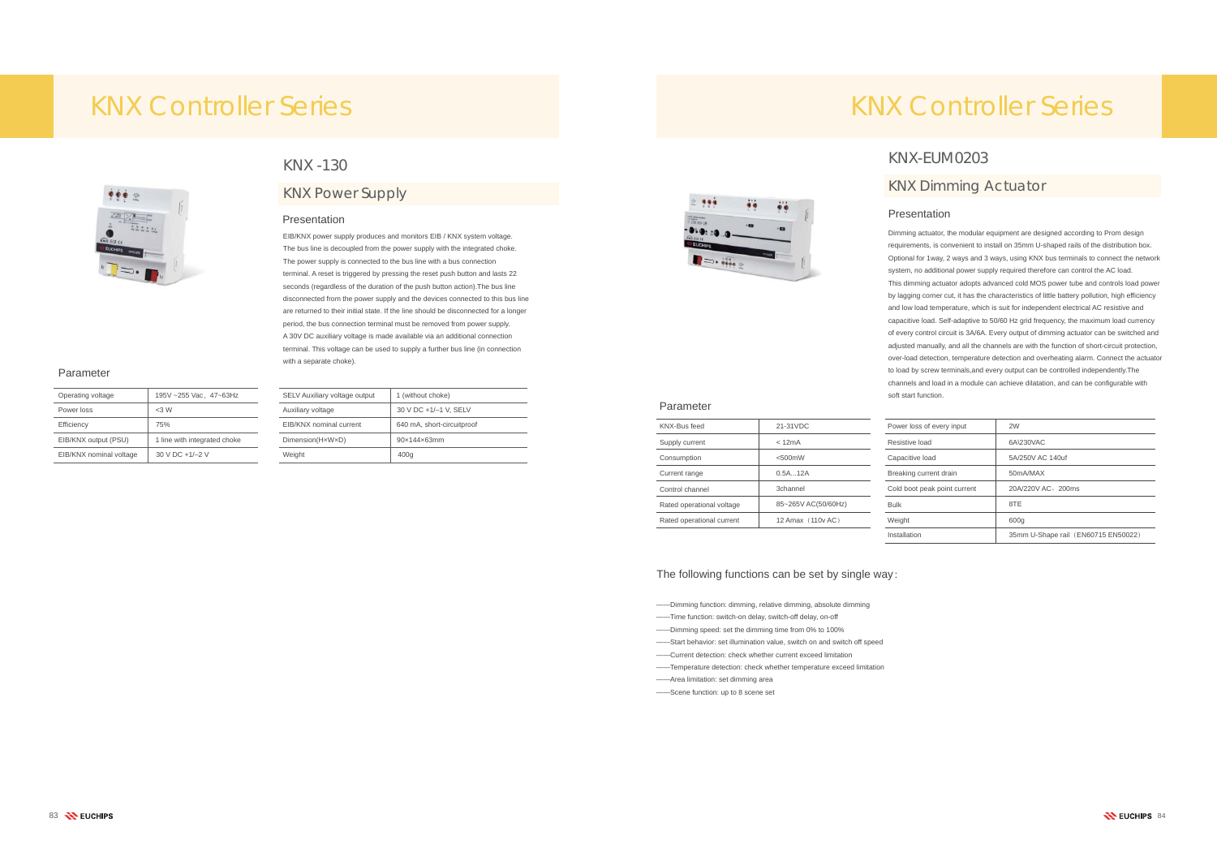# KNX Controller Series

## KNX -130

### KNX Power Supply

#### Presentation

EIB/KNX power supply produces and monitors EIB / KNX system voltage. The bus line is decoupled from the power supply with the integrated choke. The power supply is connected to the bus line with a bus connection terminal. A reset is triggered by pressing the reset push button and lasts 22 seconds (regardless of the duration of the push button action).The bus line disconnected from the power supply and the devices connected to this bus line are returned to their initial state. If the line should be disconnected for a longer period, the bus connection terminal must be removed from power supply. A 30V DC auxiliary voltage is made available via an additional connection terminal. This voltage can be used to supply a further bus line (in connection with a separate choke).

#### Parameter

| | |
|---|---|
| Operating voltage | 195V ~255 Vac，47~63Hz |
| Power loss | <3 W |
| Efficiency | 75% |
| EIB/KNX output (PSU) | 1 line with integrated choke |
| EIB/KNX nominal voltage | 30 V DC +1/–2 V |

| | |
|---|---|
| SELV Auxiliary voltage output | 1 (without choke) |
| Auxiliary voltage | 30 V DC +1/–1 V, SELV |
| EIB/KNX nominal current | 640 mA, short-circuitproof |
| Dimension(H×W×D) | 90×144×63mm |
| Weight | 400g |

# KNX Controller Series

## KNX-EUM0203

### KNX Dimming Actuator

#### Presentation

Dimming actuator, the modular equipment are designed according to Prom design requirements, is convenient to install on 35mm U-shaped rails of the distribution box. Optional for 1way, 2 ways and 3 ways, using KNX bus terminals to connect the network system, no additional power supply required therefore can control the AC load. This dimming actuator adopts advanced cold MOS power tube and controls load power by lagging corner cut, it has the characteristics of little battery pollution, high efficiency and low load temperature, which is suit for independent electrical AC resistive and capacitive load. Self-adaptive to 50/60 Hz grid frequency, the maximum load currency of every control circuit is 3A/6A. Every output of dimming actuator can be switched and adjusted manually, and all the channels are with the function of short-circuit protection, over-load detection, temperature detection and overheating alarm. Connect the actuator to load by screw terminals,and every output can be controlled independently.The channels and load in a module can achieve dilatation, and can be configurable with soft start function.

#### Parameter

| | |
|---|---|
| KNX-Bus feed | 21-31VDC |
| Supply current | < 12mA |
| Consumption | <500mW |
| Current range | 0.5A...12A |
| Control channel | 3channel |
| Rated operational voltage | 85~265V AC(50/60Hz) |
| Rated operational current | 12 Amax（110v AC） |

| | |
|---|---|
| Power loss of every input | 2W |
| Resistive load | 6A\230VAC |
| Capacitive load | 5A/250V AC 140uf |
| Breaking current drain | 50mA/MAX |
| Cold boot peak point current | 20A/220V AC，200ms |
| Bulk | 8TE |
| Weight | 600g |
| Installation | 35mm U-Shape rail（EN60715 EN50022） |

The following functions can be set by single way：

——Dimming function: dimming, relative dimming, absolute dimming

——Time function: switch-on delay, switch-off delay, on-off

——Dimming speed: set the dimming time from 0% to 100%

——Start behavior: set illumination value, switch on and switch off speed

——Current detection: check whether current exceed limitation

——Temperature detection: check whether temperature exceed limitation

——Area limitation: set dimming area

——Scene function: up to 8 scene set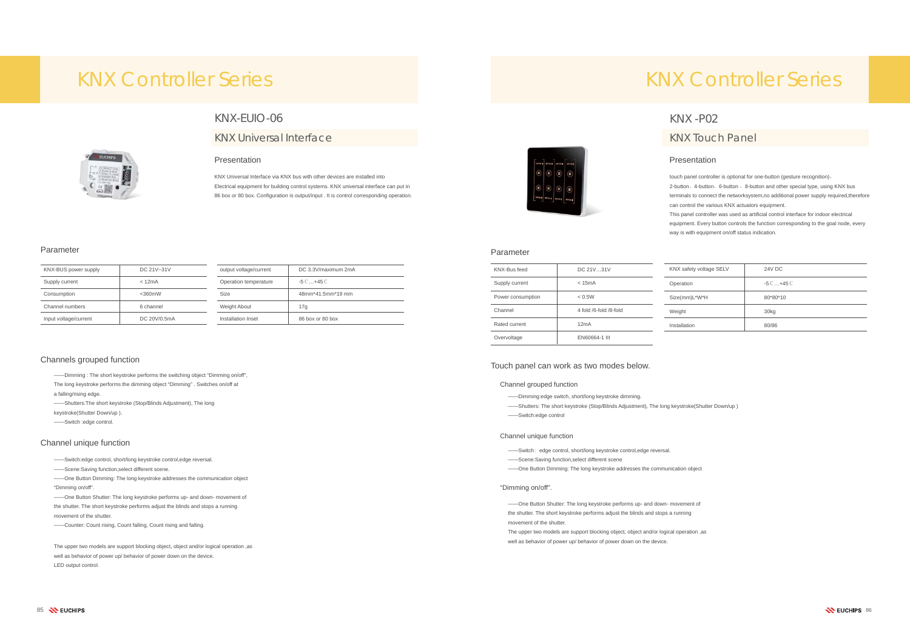# KNX Controller Series

## KNX-EUIO-06

### KNX Universal Interface

#### Presentation

KNX Universal Interface via KNX bus with other devices are installed into Electrical equipment for building control systems. KNX universal interface can put in 86 box or 80 box. Configuration is output/input . It is control corresponding operation.

#### Parameter

| | |
|---|---|
| KNX-BUS power supply | DC 21V~31V |
| Supply current | < 12mA |
| Consumption | <360mW |
| Channel numbers | 6 channel |
| Input voltage/current | DC 20V/0.5mA |

| | |
|---|---|
| output voltage/current | DC 3.3V/maximum 2mA |
| Operation temperature | -5 ℃ ...+45 ℃ |
| Size | 48mm*41.5mm*19 mm |
| Weight About | 17g |
| Installation Inset | 86 box or 80 box |

#### Channels grouped function

——Dimming : The short keystroke performs the switching object "Dimming on/off", The long keystroke performs the dimming object "Dimming" . Switches on/off at a falling/rising edge.

——Shutters:The short keystroke (Stop/Blinds Adjustment), The long keystroke(Shutter Down/up ).

——Switch :edge control.

#### Channel unique function

——Switch:edge control, short/long keystroke control,edge reversal.

——Scene:Saving function,select different scene.

——One Button Dimming: The long keystroke addresses the communication object "Dimming on/off".

——One Button Shutter: The long keystroke performs up- and down- movement of the shutter. The short keystroke performs adjust the blinds and stops a running movement of the shutter.

——Counter: Count rising, Count falling, Count rising and falling.

The upper two models are support blocking object, object and/or logical operation ,as well as behavior of power up/ behavior of power down on the device.
LED output control.

# KNX Controller Series

## KNX -P02

### KNX Touch Panel

#### Presentation

touch panel controller is optional for one-button (gesture recognition)、2-button、4-button、6-button 、8-button and other special type, using KNX bus terminals to connect the networksystem,no additional power supply required,therefore can control the various KNX actuators equipment.

This panel controller was used as artificial control interface for indoor electrical equipment. Every button controls the function corresponding to the goal node, every way is with equipment on/off status indication.

#### Parameter

| | |
|---|---|
| KNX-Bus feed | DC 21V…31V |
| Supply current | < 15mA |
| Power consumption | < 0.5W |
| Channel | 4 fold /6-fold /8-fold |
| Rated current | 12mA |
| Overvoltage | EN60664-1 III |

| | |
|---|---|
| KNX safety voltage SELV | 24V DC |
| Operation | -5 ℃ ...+45 ℃ |
| Size(mm)L*W*H | 80*80*10 |
| Weight | 30kg |
| Installation | 80/86 |

#### Touch panel can work as two modes below.

##### Channel grouped function

——Dimming:edge switch, short/long keystroke dimming.

——Shutters: The short keystroke (Stop/Blinds Adjustment), The long keystroke(Shutter Down/up )

——Switch:edge control

##### Channel unique function

——Switch： edge control, short/long keystroke control,edge reversal.

——Scene:Saving function,select different scene

——One Button Dimming: The long keystroke addresses the communication object

"Dimming on/off".

——One Button Shutter: The long keystroke performs up- and down- movement of the shutter. The short keystroke performs adjust the blinds and stops a running movement of the shutter.

The upper two models are support blocking object, object and/or logical operation ,as well as behavior of power up/ behavior of power down on the device.